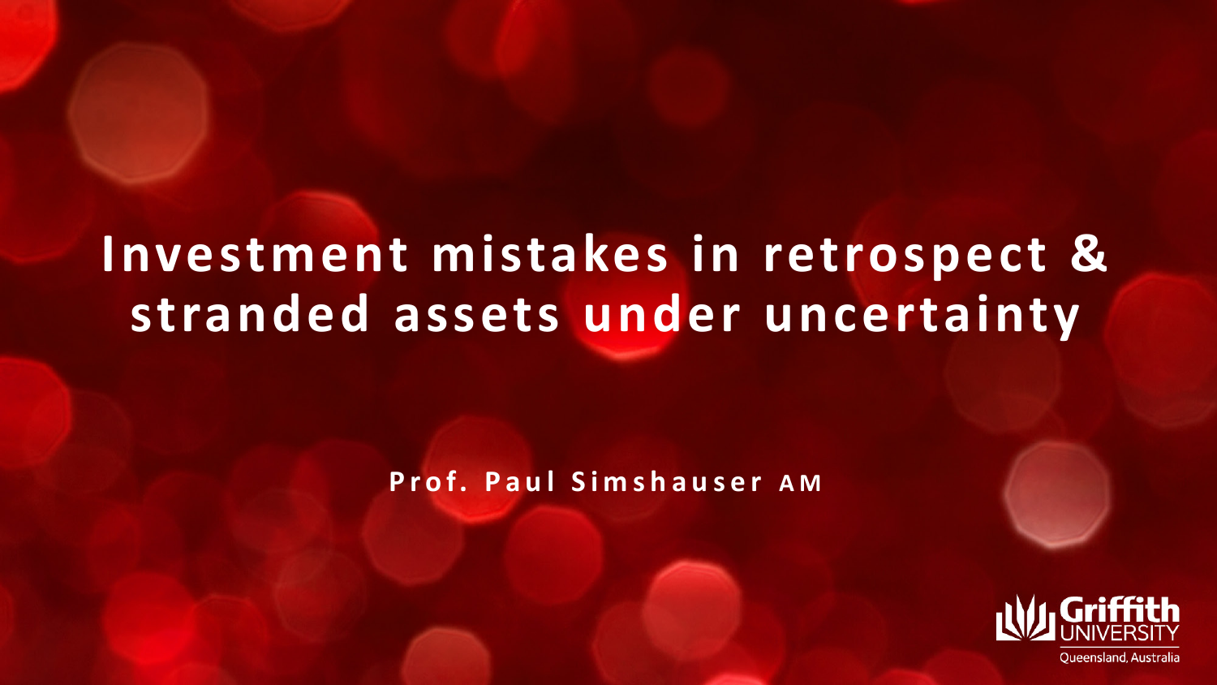# Investment mistakes in retrospect & stranded assets under uncertainty

**Prof. Paul Simshauser AM**

Griffith UNIVERSITY

Queensland, Australia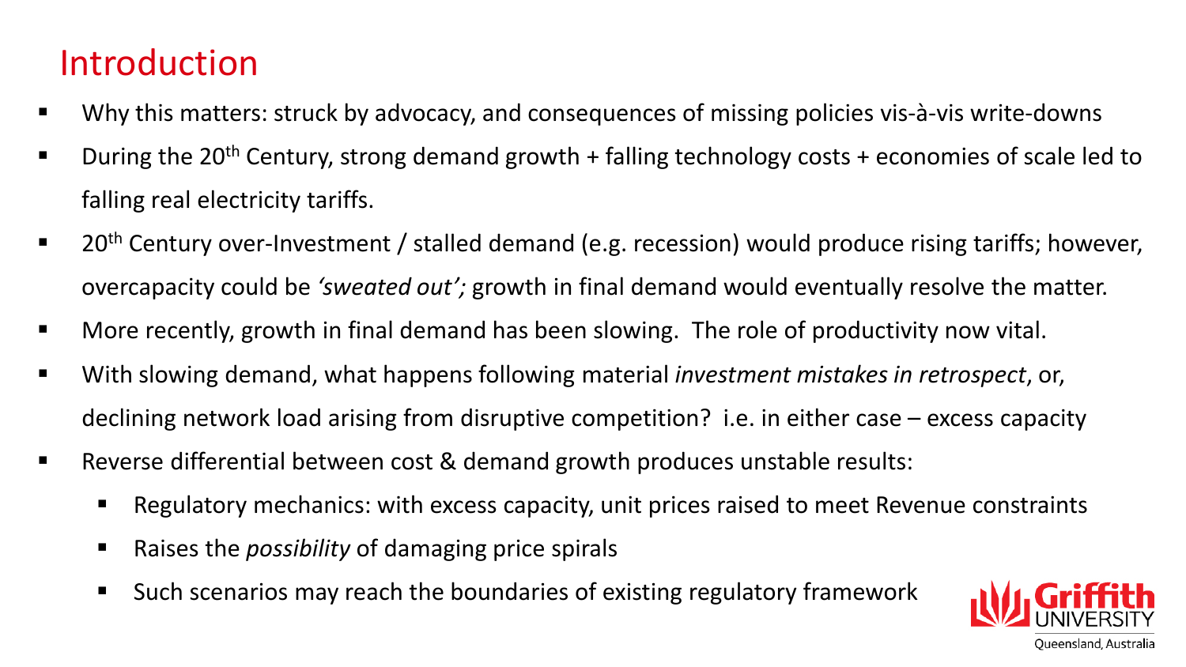# Introduction

- Why this matters: struck by advocacy, and consequences of missing policies vis-à-vis write-downs
- During the 20th Century, strong demand growth + falling technology costs + economies of scale led to falling real electricity tariffs.
- 20th Century over-Investment / stalled demand (e.g. recession) would produce rising tariffs; however, overcapacity could be *'sweated out';* growth in final demand would eventually resolve the matter.
- More recently, growth in final demand has been slowing. The role of productivity now vital.
- With slowing demand, what happens following material *investment mistakes in retrospect*, or, declining network load arising from disruptive competition? i.e. in either case – excess capacity
- Reverse differential between cost & demand growth produces unstable results:
  - Regulatory mechanics: with excess capacity, unit prices raised to meet Revenue constraints
  - Raises the *possibility* of damaging price spirals
  - Such scenarios may reach the boundaries of existing regulatory framework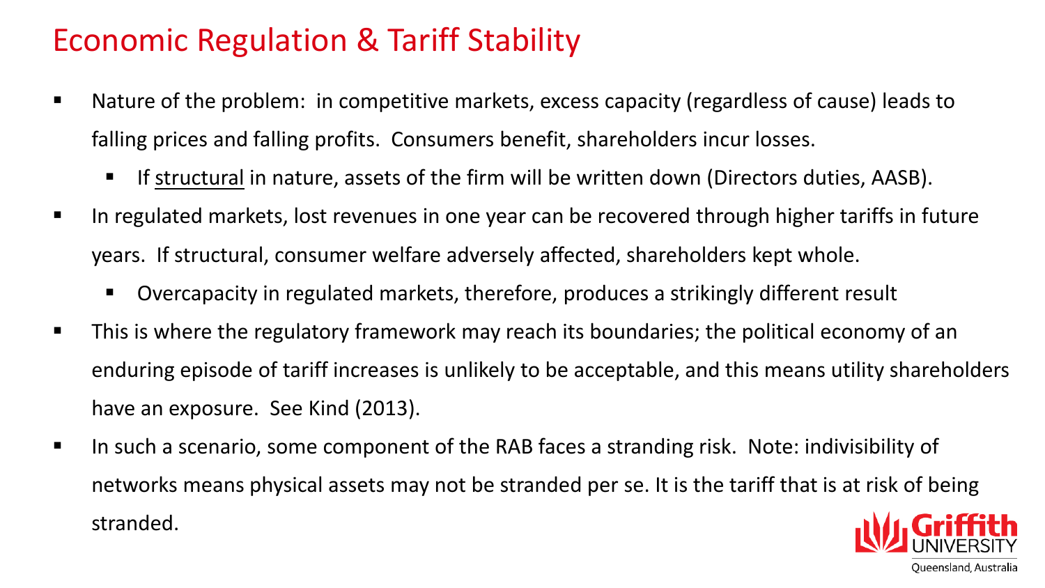# Economic Regulation & Tariff Stability

- Nature of the problem: in competitive markets, excess capacity (regardless of cause) leads to falling prices and falling profits. Consumers benefit, shareholders incur losses.
  - If <u>structural</u> in nature, assets of the firm will be written down (Directors duties, AASB).
- In regulated markets, lost revenues in one year can be recovered through higher tariffs in future years. If structural, consumer welfare adversely affected, shareholders kept whole.
  - Overcapacity in regulated markets, therefore, produces a strikingly different result
- This is where the regulatory framework may reach its boundaries; the political economy of an enduring episode of tariff increases is unlikely to be acceptable, and this means utility shareholders have an exposure. See Kind (2013).
- In such a scenario, some component of the RAB faces a stranding risk. Note: indivisibility of networks means physical assets may not be stranded per se. It is the tariff that is at risk of being stranded.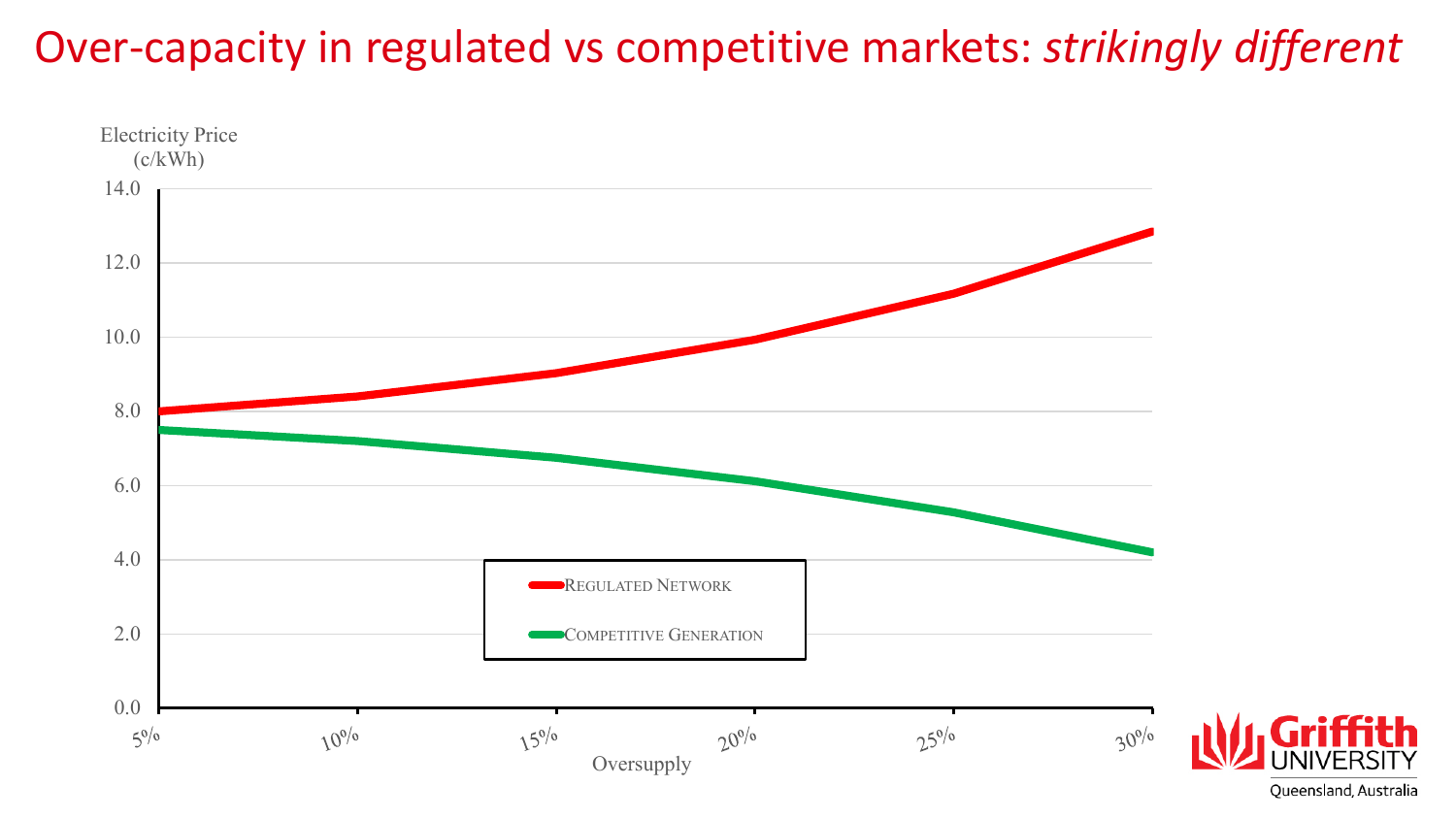# Over-capacity in regulated vs competitive markets: *strikingly different*

Electricity Price (c/kWh)

| Oversupply | Regulated Network | Competitive Generation |
|---|---|---|
| 5% | 8.0 | 7.5 |
| 10% | 8.4 | 7.2 |
| 15% | 9.0 | 6.8 |
| 20% | 9.9 | 6.1 |
| 25% | 11.2 | 5.3 |
| 30% | 12.8 | 4.2 |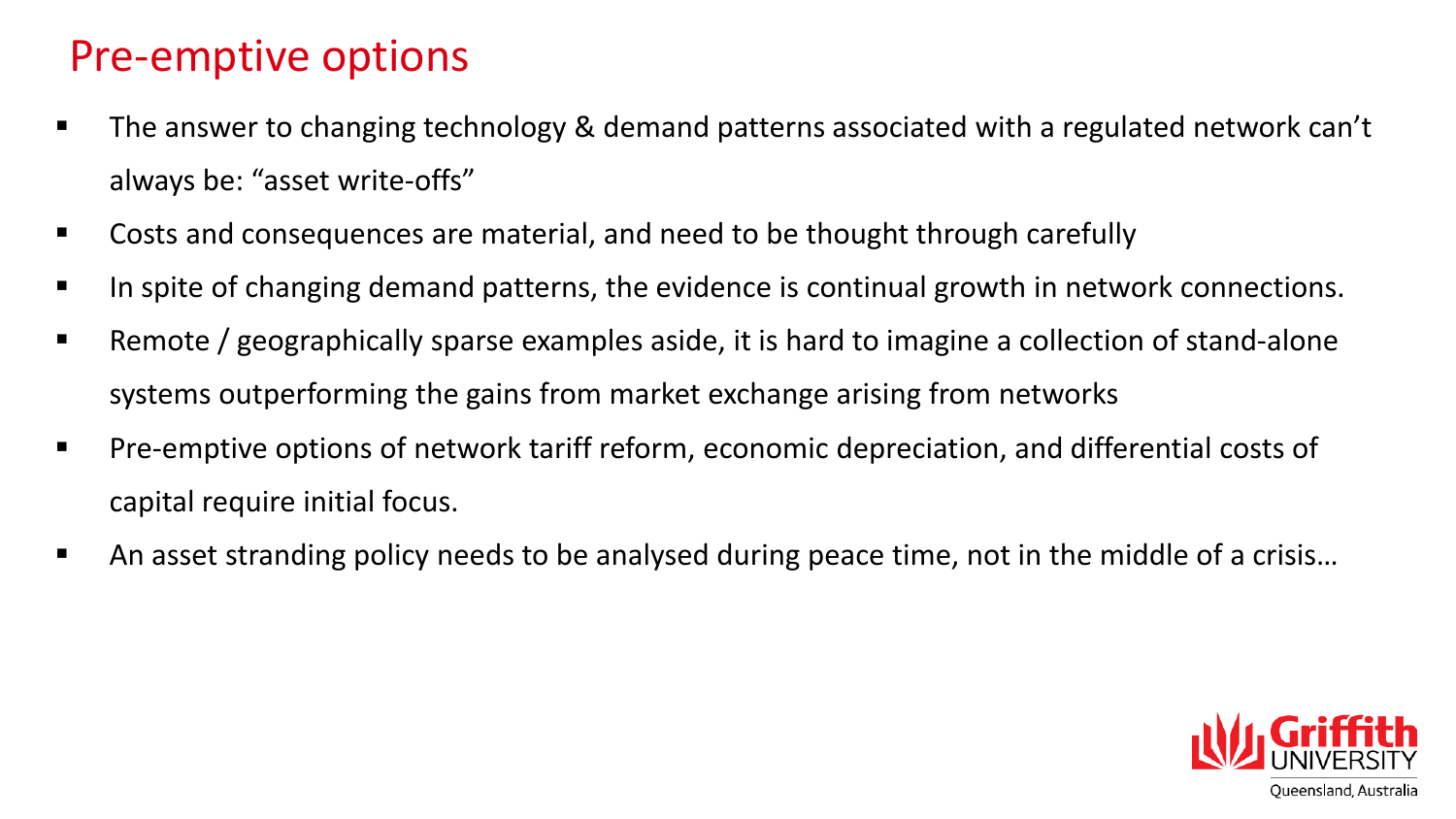# Pre-emptive options

- The answer to changing technology & demand patterns associated with a regulated network can't always be: "asset write-offs"
- Costs and consequences are material, and need to be thought through carefully
- In spite of changing demand patterns, the evidence is continual growth in network connections.
- Remote / geographically sparse examples aside, it is hard to imagine a collection of stand-alone systems outperforming the gains from market exchange arising from networks
- Pre-emptive options of network tariff reform, economic depreciation, and differential costs of capital require initial focus.
- An asset stranding policy needs to be analysed during peace time, not in the middle of a crisis…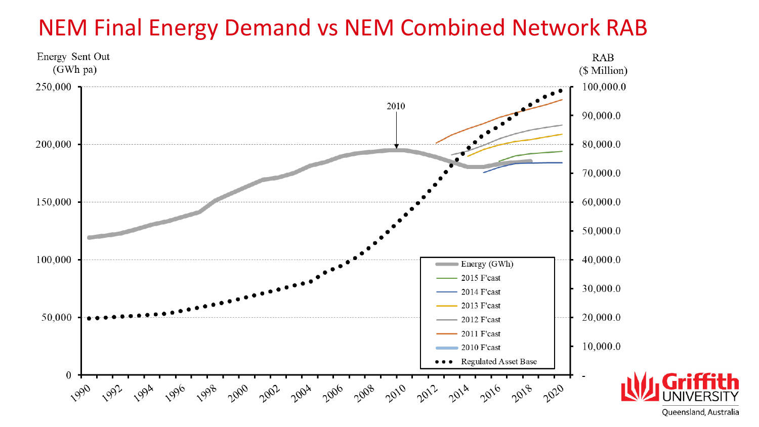# NEM Final Energy Demand vs NEM Combined Network RAB

Energy Sent Out (GWh pa)

RAB ($ Million)

2010

Energy (GWh)
2015 F'cast
2014 F'cast
2013 F'cast
2012 F'cast
2011 F'cast
2010 F'cast
Regulated Asset Base

Griffith UNIVERSITY
Queensland, Australia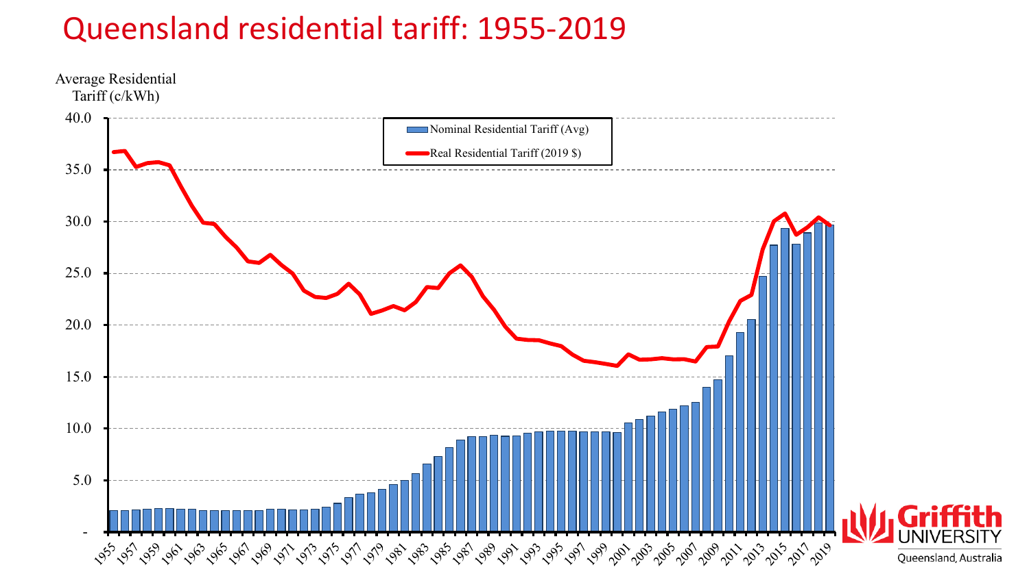# Queensland residential tariff: 1955-2019

Average Residential Tariff (c/kWh)

- Nominal Residential Tariff (Avg)
- Real Residential Tariff (2019 $)

Griffith UNIVERSITY Queensland, Australia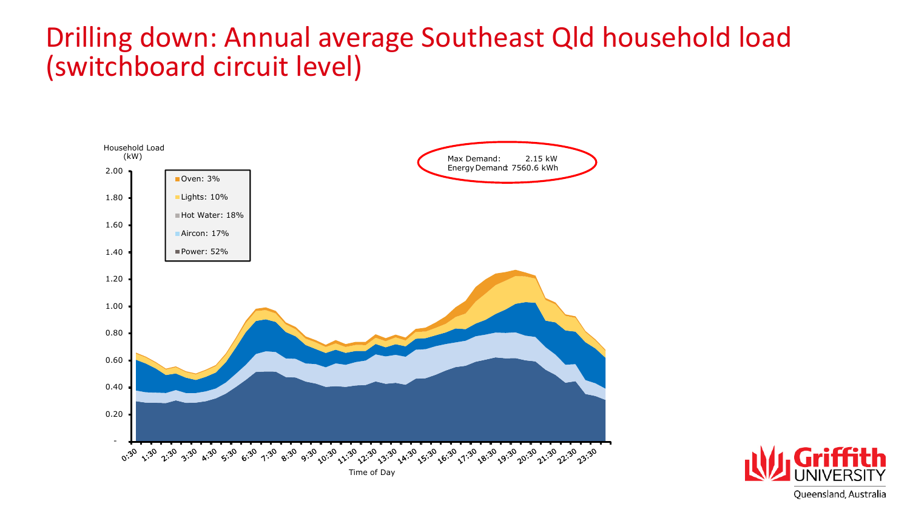# Drilling down: Annual average Southeast Qld household load (switchboard circuit level)

Household Load (kW)

Max Demand: 2.15 kW
Energy Demand: 7560.6 kWh

- Oven: 3%
- Lights: 10%
- Hot Water: 18%
- Aircon: 17%
- Power: 52%

Time of Day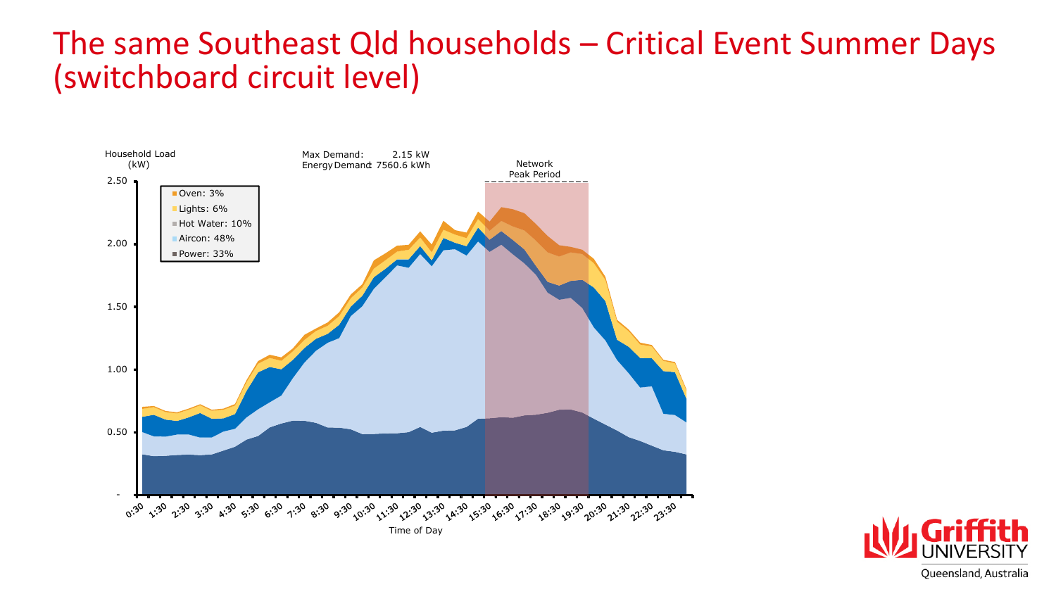# The same Southeast Qld households – Critical Event Summer Days (switchboard circuit level)

Household Load (kW)

Max Demand: 2.15 kW
Energy Demand: 7560.6 kWh

Network Peak Period

- Oven: 3%
- Lights: 6%
- Hot Water: 10%
- Aircon: 48%
- Power: 33%

Time of Day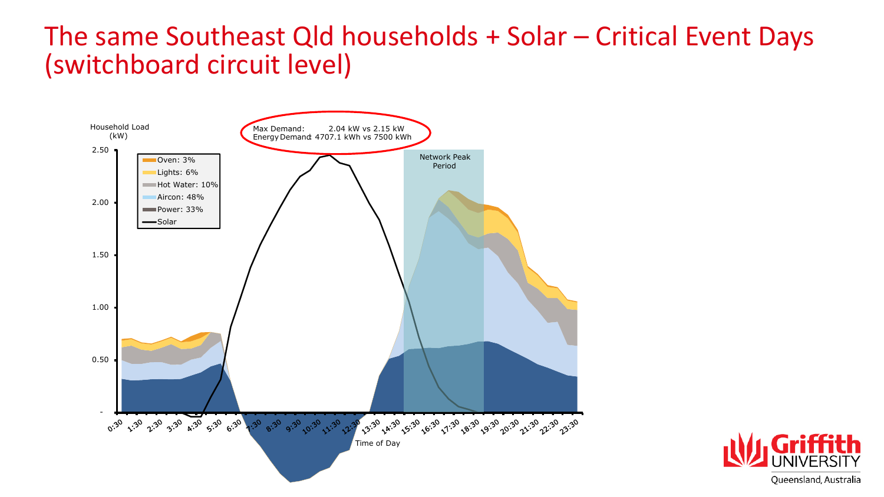# The same Southeast Qld households + Solar – Critical Event Days (switchboard circuit level)

Max Demand: 2.04 kW vs 2.15 kW
Energy Demand: 4707.1 kWh vs 7500 kWh

Household Load (kW)

Network Peak Period

- Oven: 3%
- Lights: 6%
- Hot Water: 10%
- Aircon: 48%
- Power: 33%
- Solar

Time of Day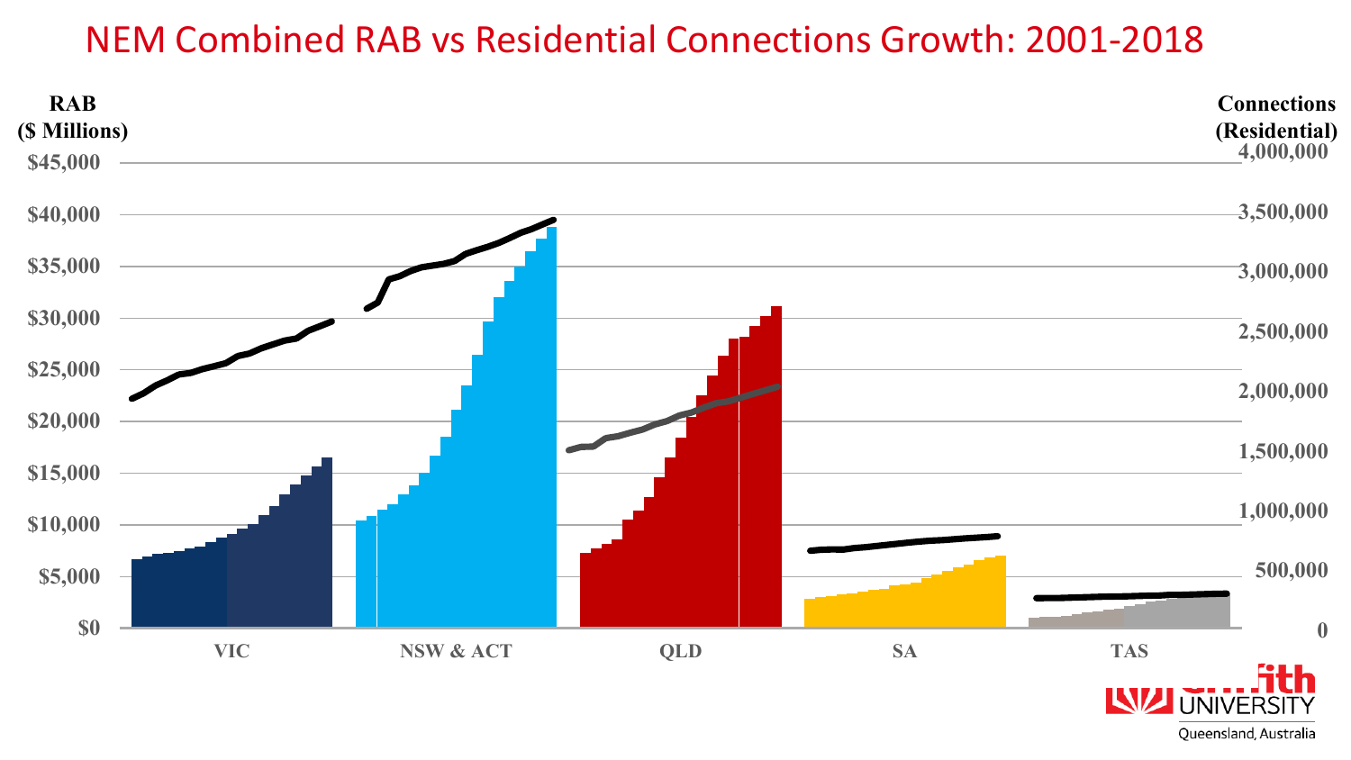# NEM Combined RAB vs Residential Connections Growth: 2001-2018

**RAB ($ Millions)**

$45,000
$40,000
$35,000
$30,000
$25,000
$20,000
$15,000
$10,000
$5,000
$0

**Connections (Residential)**

4,000,000
3,500,000
3,000,000
2,500,000
2,000,000
1,500,000
1,000,000
500,000
0

VIC | NSW & ACT | QLD | SA | TAS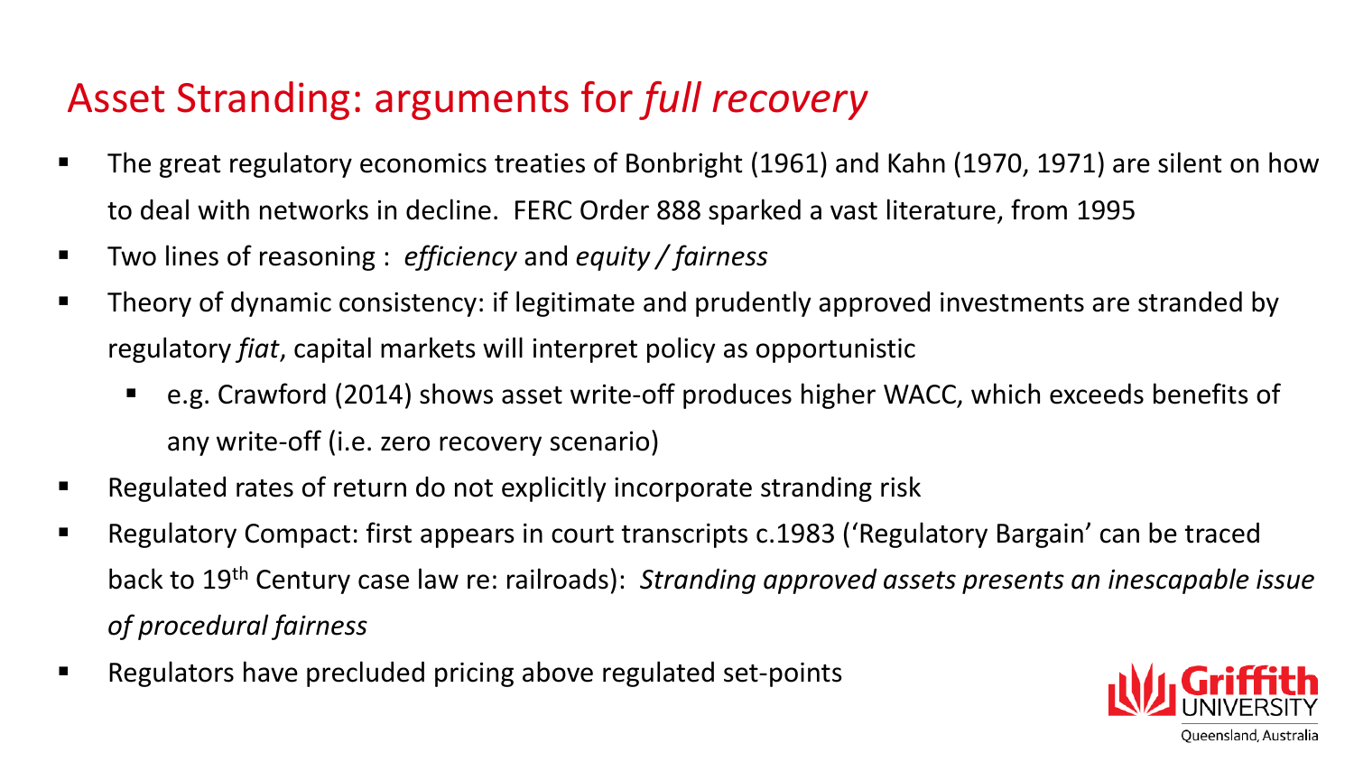# Asset Stranding: arguments for *full recovery*

- The great regulatory economics treaties of Bonbright (1961) and Kahn (1970, 1971) are silent on how to deal with networks in decline. FERC Order 888 sparked a vast literature, from 1995
- Two lines of reasoning : *efficiency* and *equity / fairness*
- Theory of dynamic consistency: if legitimate and prudently approved investments are stranded by regulatory *fiat*, capital markets will interpret policy as opportunistic
  - e.g. Crawford (2014) shows asset write-off produces higher WACC, which exceeds benefits of any write-off (i.e. zero recovery scenario)
- Regulated rates of return do not explicitly incorporate stranding risk
- Regulatory Compact: first appears in court transcripts c.1983 ('Regulatory Bargain' can be traced back to 19th Century case law re: railroads): *Stranding approved assets presents an inescapable issue of procedural fairness*
- Regulators have precluded pricing above regulated set-points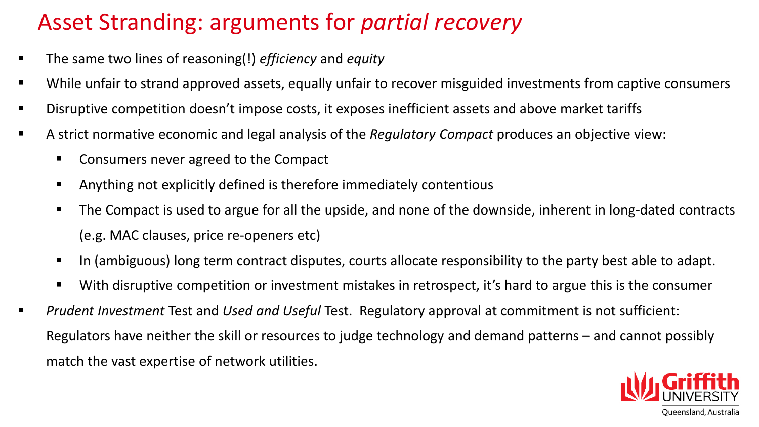# Asset Stranding: arguments for *partial recovery*

- The same two lines of reasoning(!) *efficiency* and *equity*
- While unfair to strand approved assets, equally unfair to recover misguided investments from captive consumers
- Disruptive competition doesn't impose costs, it exposes inefficient assets and above market tariffs
- A strict normative economic and legal analysis of the *Regulatory Compact* produces an objective view:
  - Consumers never agreed to the Compact
  - Anything not explicitly defined is therefore immediately contentious
  - The Compact is used to argue for all the upside, and none of the downside, inherent in long-dated contracts (e.g. MAC clauses, price re-openers etc)
  - In (ambiguous) long term contract disputes, courts allocate responsibility to the party best able to adapt.
  - With disruptive competition or investment mistakes in retrospect, it's hard to argue this is the consumer
- *Prudent Investment* Test and *Used and Useful* Test. Regulatory approval at commitment is not sufficient: Regulators have neither the skill or resources to judge technology and demand patterns – and cannot possibly match the vast expertise of network utilities.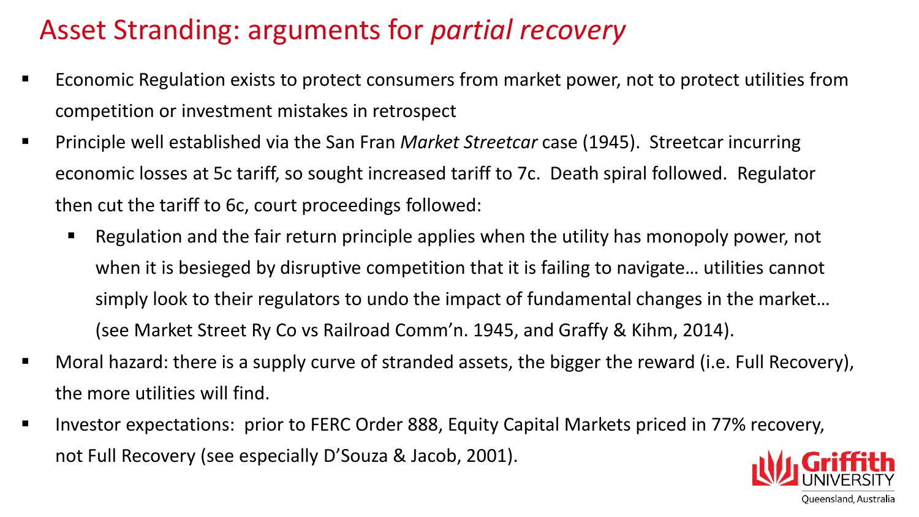# Asset Stranding: arguments for *partial recovery*

- Economic Regulation exists to protect consumers from market power, not to protect utilities from competition or investment mistakes in retrospect
- Principle well established via the San Fran *Market Streetcar* case (1945). Streetcar incurring economic losses at 5c tariff, so sought increased tariff to 7c. Death spiral followed. Regulator then cut the tariff to 6c, court proceedings followed:
  - Regulation and the fair return principle applies when the utility has monopoly power, not when it is besieged by disruptive competition that it is failing to navigate… utilities cannot simply look to their regulators to undo the impact of fundamental changes in the market… (see Market Street Ry Co vs Railroad Comm'n. 1945, and Graffy & Kihm, 2014).
- Moral hazard: there is a supply curve of stranded assets, the bigger the reward (i.e. Full Recovery), the more utilities will find.
- Investor expectations: prior to FERC Order 888, Equity Capital Markets priced in 77% recovery, not Full Recovery (see especially D'Souza & Jacob, 2001).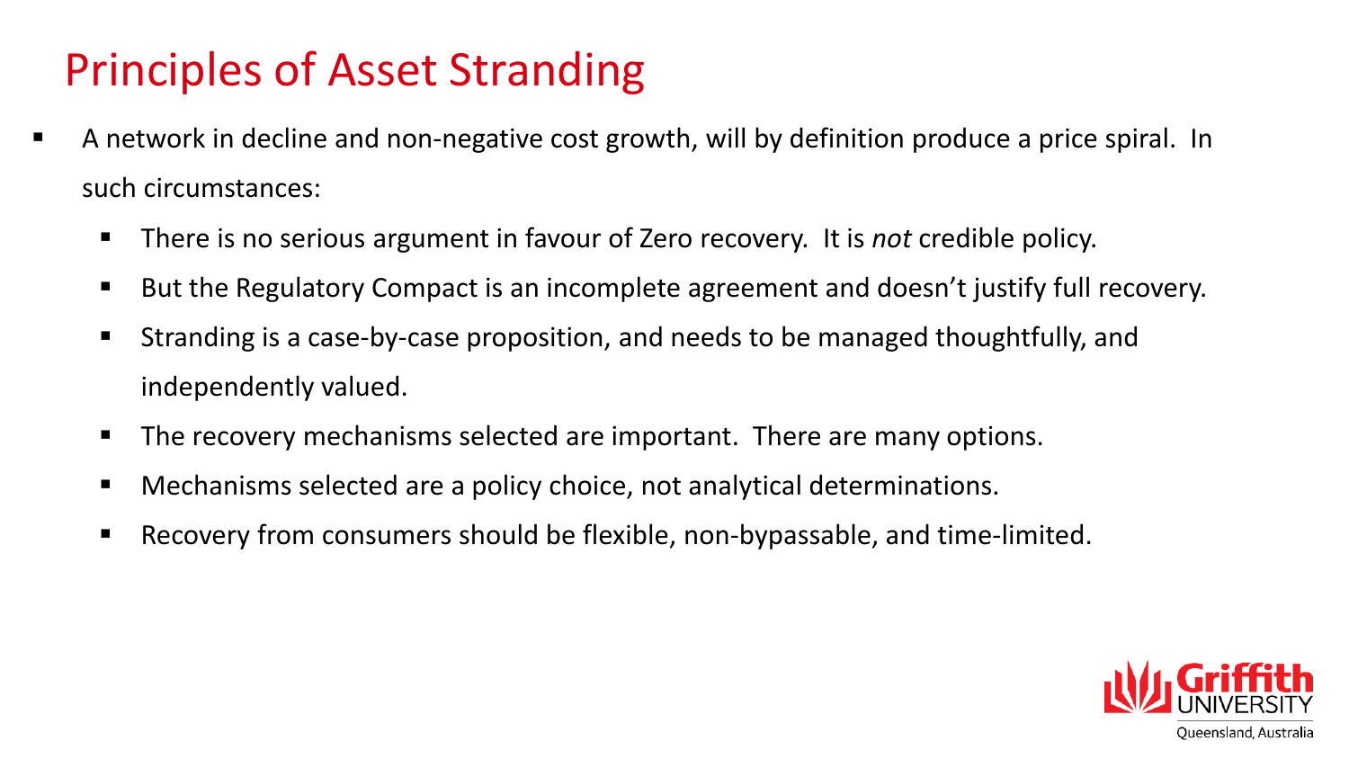# Principles of Asset Stranding

- A network in decline and non-negative cost growth, will by definition produce a price spiral. In such circumstances:
  - There is no serious argument in favour of Zero recovery. It is *not* credible policy.
  - But the Regulatory Compact is an incomplete agreement and doesn't justify full recovery.
  - Stranding is a case-by-case proposition, and needs to be managed thoughtfully, and independently valued.
  - The recovery mechanisms selected are important. There are many options.
  - Mechanisms selected are a policy choice, not analytical determinations.
  - Recovery from consumers should be flexible, non-bypassable, and time-limited.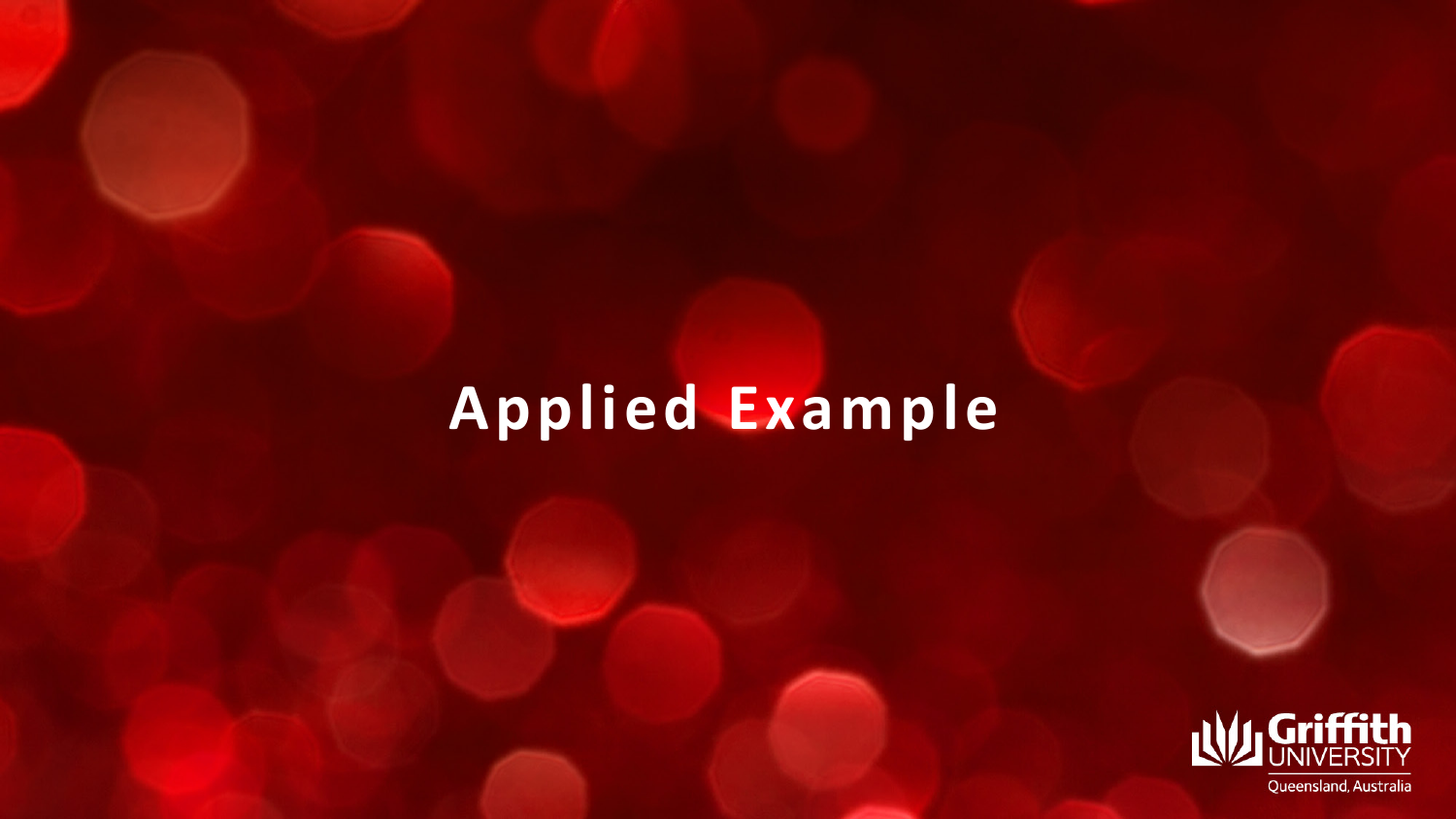# Applied Example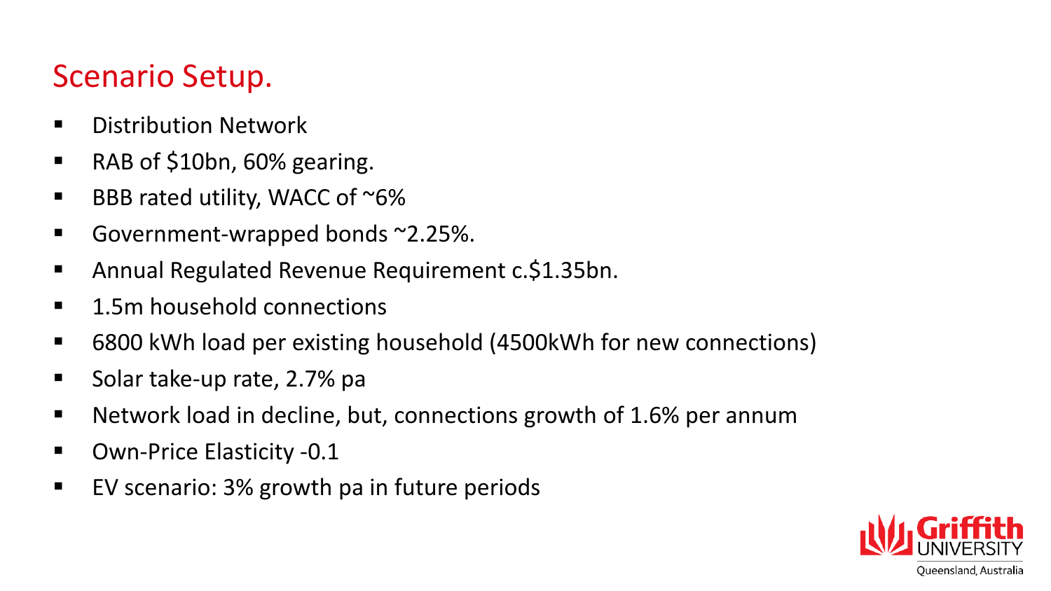# Scenario Setup.

- Distribution Network
- RAB of $10bn, 60% gearing.
- BBB rated utility, WACC of ~6%
- Government-wrapped bonds ~2.25%.
- Annual Regulated Revenue Requirement c.$1.35bn.
- 1.5m household connections
- 6800 kWh load per existing household (4500kWh for new connections)
- Solar take-up rate, 2.7% pa
- Network load in decline, but, connections growth of 1.6% per annum
- Own-Price Elasticity -0.1
- EV scenario: 3% growth pa in future periods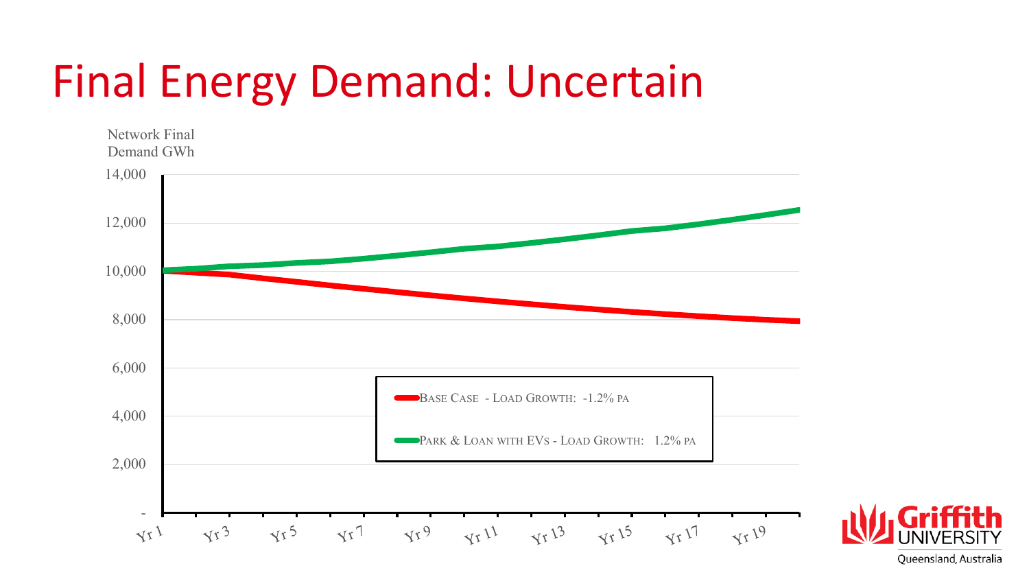# Final Energy Demand: Uncertain

Network Final Demand GWh

14,000

12,000

10,000

8,000

6,000

4,000

2,000

-

Yr 1, Yr 3, Yr 5, Yr 7, Yr 9, Yr 11, Yr 13, Yr 15, Yr 17, Yr 19

BASE CASE - LOAD GROWTH: -1.2% PA

PARK & LOAN WITH EVS - LOAD GROWTH: 1.2% PA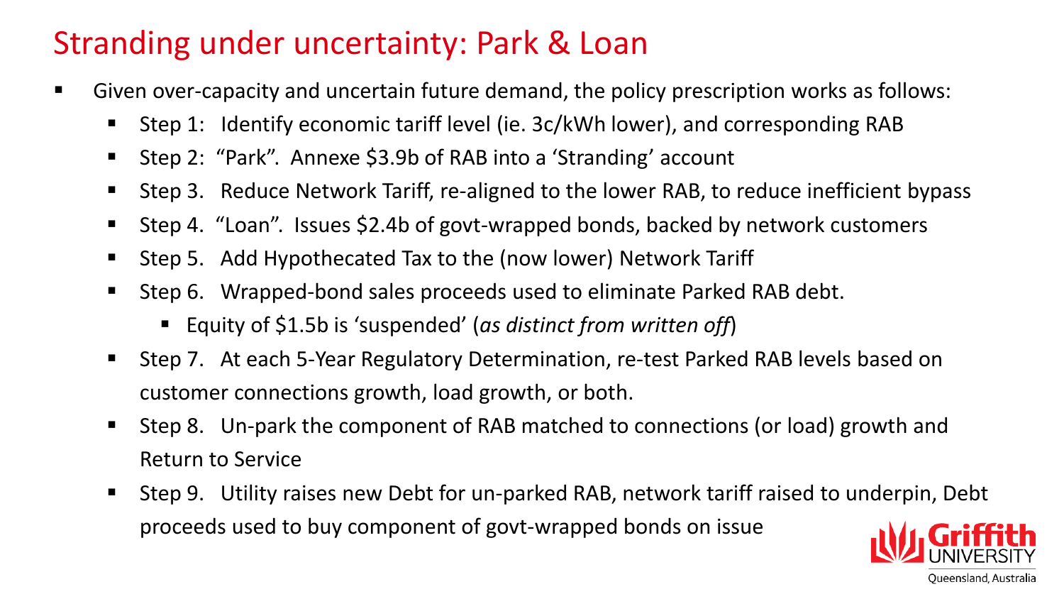# Stranding under uncertainty: Park & Loan

- Given over-capacity and uncertain future demand, the policy prescription works as follows:
  - Step 1: Identify economic tariff level (ie. 3c/kWh lower), and corresponding RAB
  - Step 2: "Park". Annexe $3.9b of RAB into a 'Stranding' account
  - Step 3. Reduce Network Tariff, re-aligned to the lower RAB, to reduce inefficient bypass
  - Step 4. "Loan". Issues $2.4b of govt-wrapped bonds, backed by network customers
  - Step 5. Add Hypothecated Tax to the (now lower) Network Tariff
  - Step 6. Wrapped-bond sales proceeds used to eliminate Parked RAB debt.
    - Equity of $1.5b is 'suspended' (*as distinct from written off*)
  - Step 7. At each 5-Year Regulatory Determination, re-test Parked RAB levels based on customer connections growth, load growth, or both.
  - Step 8. Un-park the component of RAB matched to connections (or load) growth and Return to Service
  - Step 9. Utility raises new Debt for un-parked RAB, network tariff raised to underpin, Debt proceeds used to buy component of govt-wrapped bonds on issue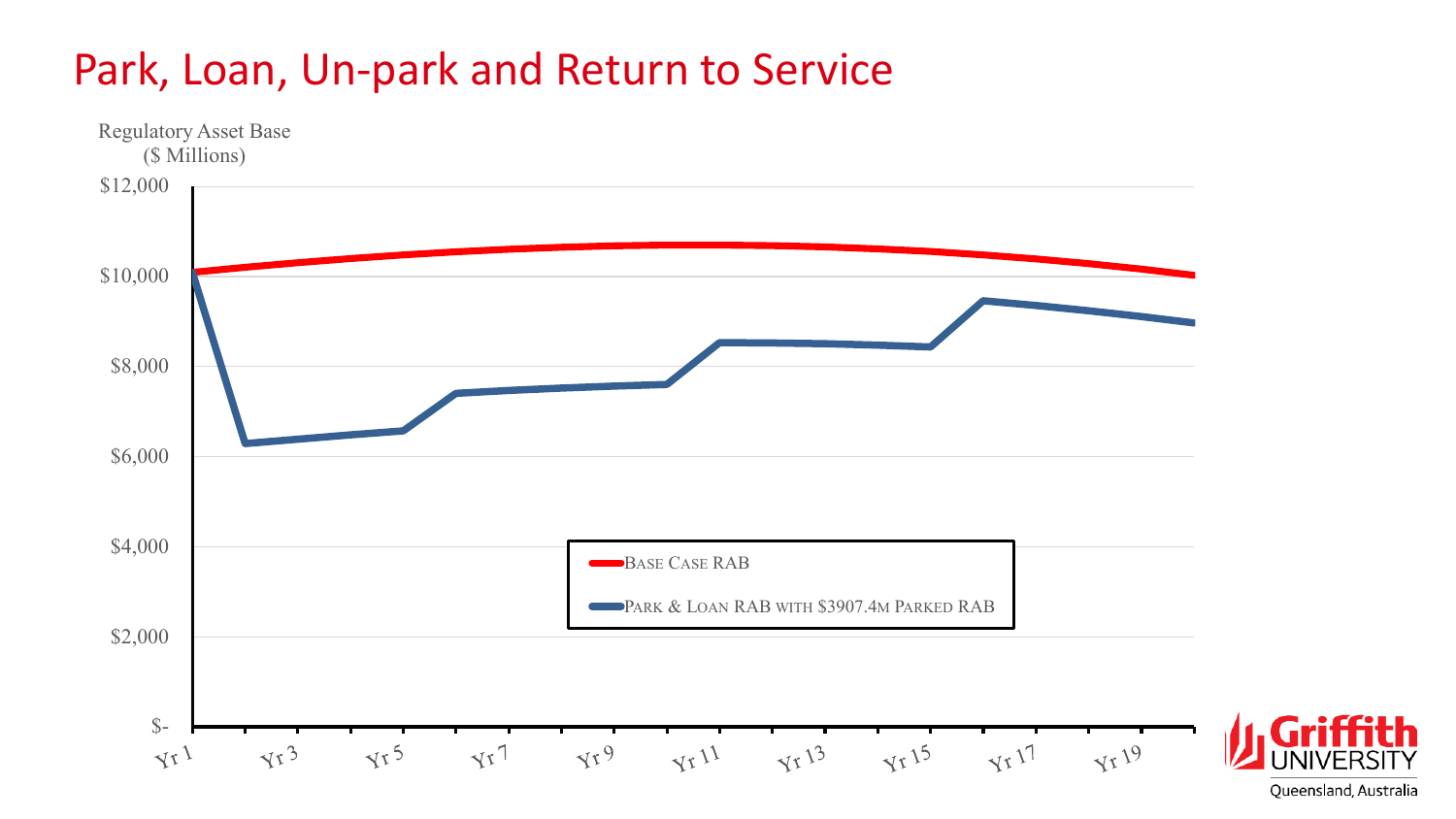# Park, Loan, Un-park and Return to Service

Regulatory Asset Base ($ Millions)

$12,000
$10,000
$8,000
$6,000
$4,000
$2,000
$-

Yr 1, Yr 3, Yr 5, Yr 7, Yr 9, Yr 11, Yr 13, Yr 15, Yr 17, Yr 19

BASE CASE RAB

PARK & LOAN RAB WITH $3907.4M PARKED RAB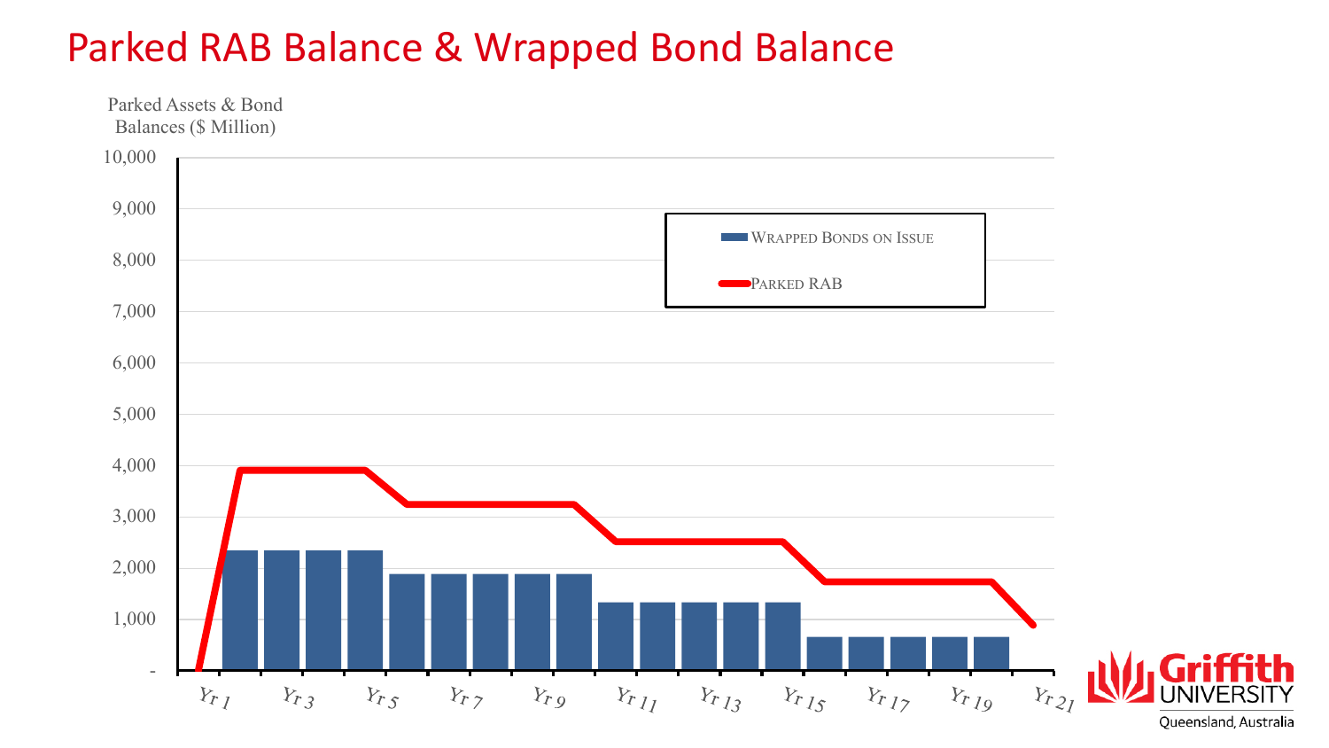# Parked RAB Balance & Wrapped Bond Balance

Parked Assets & Bond Balances ($ Million)

10,000
9,000
8,000
7,000
6,000
5,000
4,000
3,000
2,000
1,000
-

Yr 1 Yr 3 Yr 5 Yr 7 Yr 9 Yr 11 Yr 13 Yr 15 Yr 17 Yr 19 Yr 21

WRAPPED BONDS ON ISSUE

PARKED RAB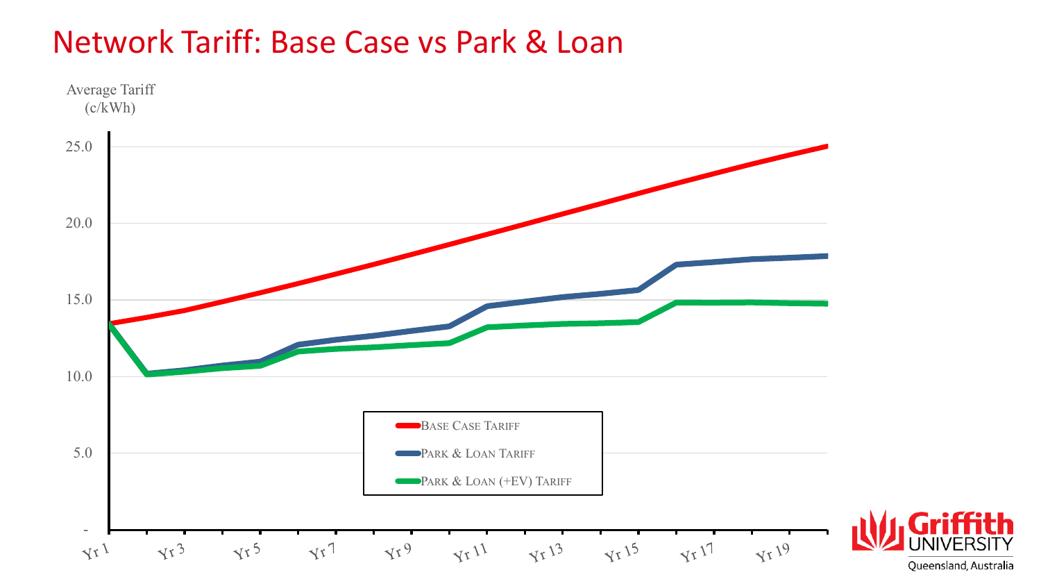# Network Tariff: Base Case vs Park & Loan

Average Tariff (c/kWh)

25.0
20.0
15.0
10.0
5.0
-

Yr 1, Yr 3, Yr 5, Yr 7, Yr 9, Yr 11, Yr 13, Yr 15, Yr 17, Yr 19

BASE CASE TARIFF
PARK & LOAN TARIFF
PARK & LOAN (+EV) TARIFF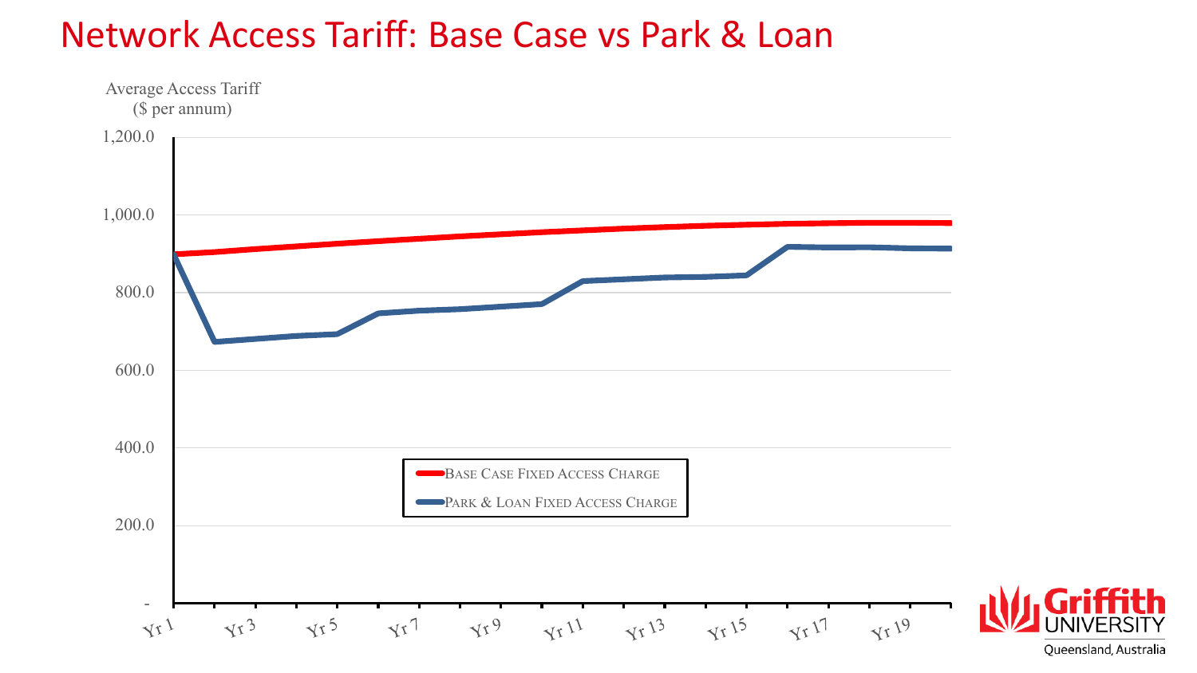# Network Access Tariff: Base Case vs Park & Loan

Average Access Tariff
($ per annum)

1,200.0
1,000.0
800.0
600.0
400.0
200.0
-

Yr 1 Yr 3 Yr 5 Yr 7 Yr 9 Yr 11 Yr 13 Yr 15 Yr 17 Yr 19

BASE CASE FIXED ACCESS CHARGE

PARK & LOAN FIXED ACCESS CHARGE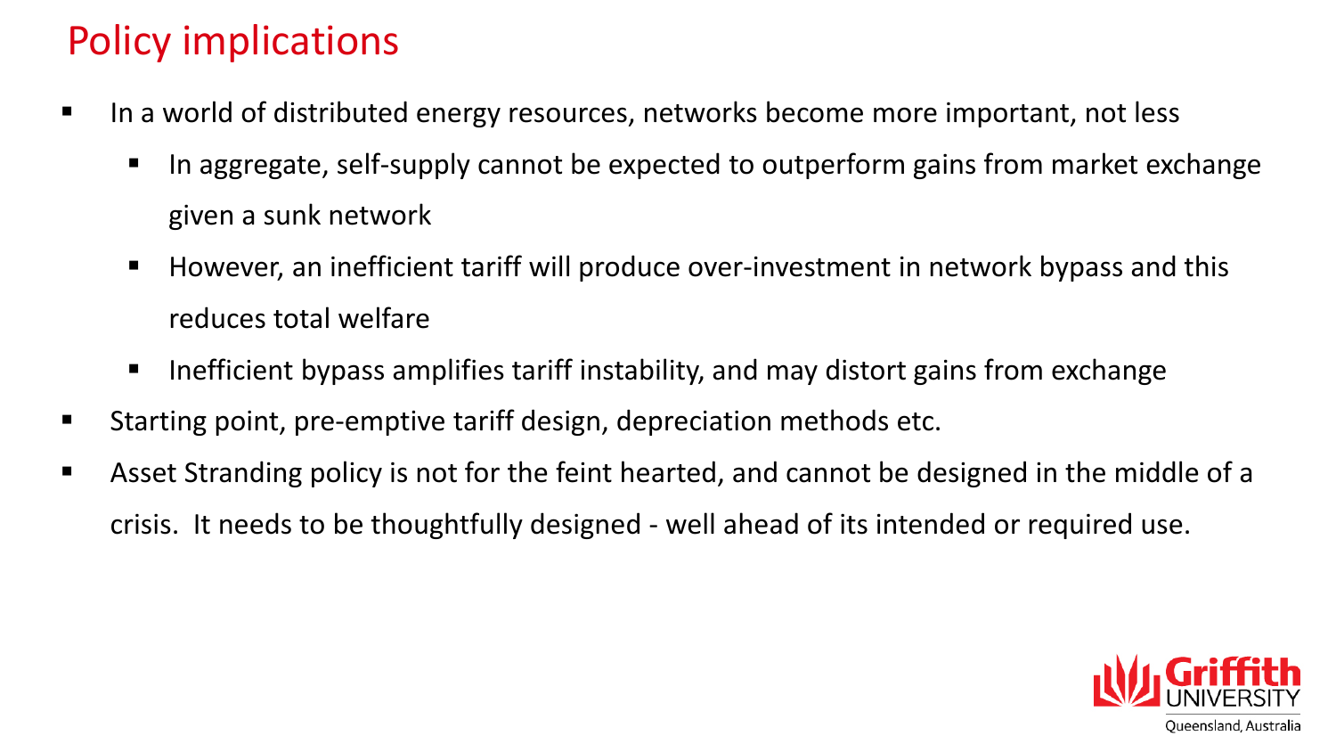# Policy implications

- In a world of distributed energy resources, networks become more important, not less
  - In aggregate, self-supply cannot be expected to outperform gains from market exchange given a sunk network
  - However, an inefficient tariff will produce over-investment in network bypass and this reduces total welfare
  - Inefficient bypass amplifies tariff instability, and may distort gains from exchange
- Starting point, pre-emptive tariff design, depreciation methods etc.
- Asset Stranding policy is not for the feint hearted, and cannot be designed in the middle of a crisis. It needs to be thoughtfully designed - well ahead of its intended or required use.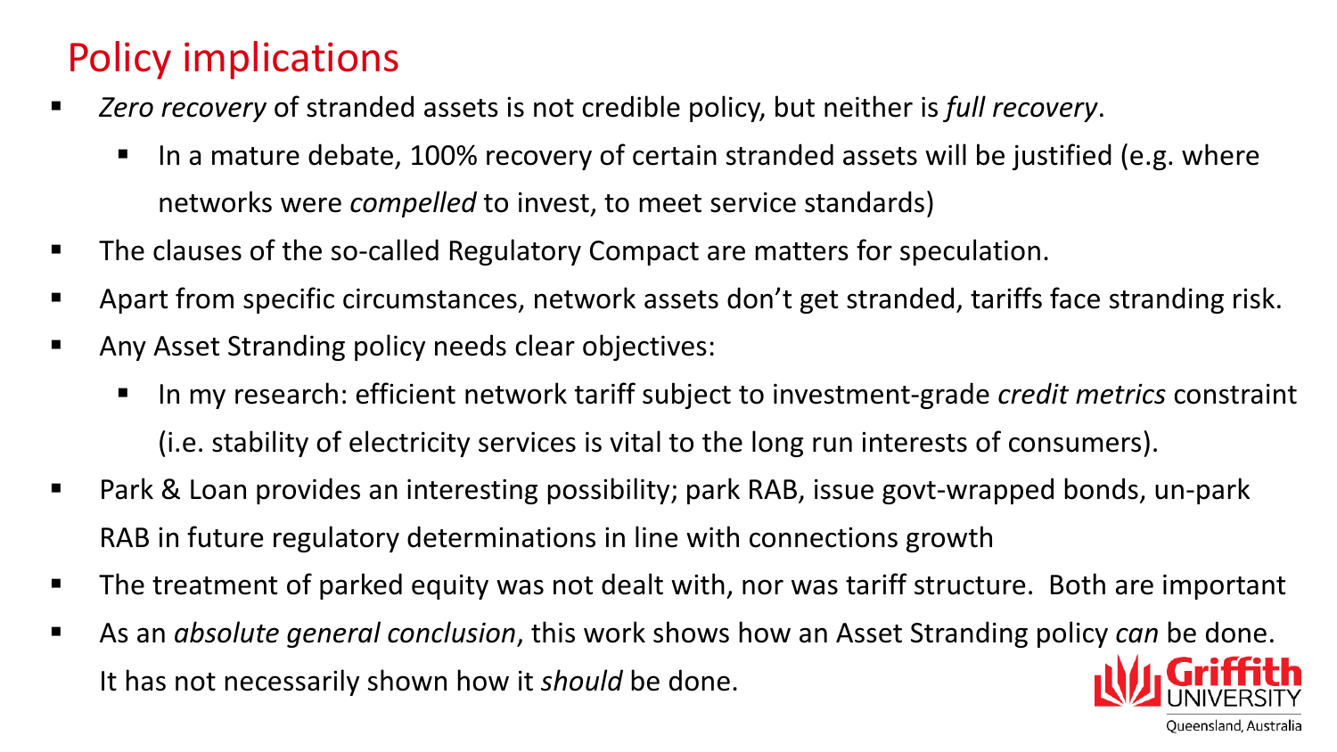# Policy implications

- *Zero recovery* of stranded assets is not credible policy, but neither is *full recovery*.
  - In a mature debate, 100% recovery of certain stranded assets will be justified (e.g. where networks were *compelled* to invest, to meet service standards)
- The clauses of the so-called Regulatory Compact are matters for speculation.
- Apart from specific circumstances, network assets don't get stranded, tariffs face stranding risk.
- Any Asset Stranding policy needs clear objectives:
  - In my research: efficient network tariff subject to investment-grade *credit metrics* constraint (i.e. stability of electricity services is vital to the long run interests of consumers).
- Park & Loan provides an interesting possibility; park RAB, issue govt-wrapped bonds, un-park RAB in future regulatory determinations in line with connections growth
- The treatment of parked equity was not dealt with, nor was tariff structure. Both are important
- As an *absolute general conclusion*, this work shows how an Asset Stranding policy *can* be done. It has not necessarily shown how it *should* be done.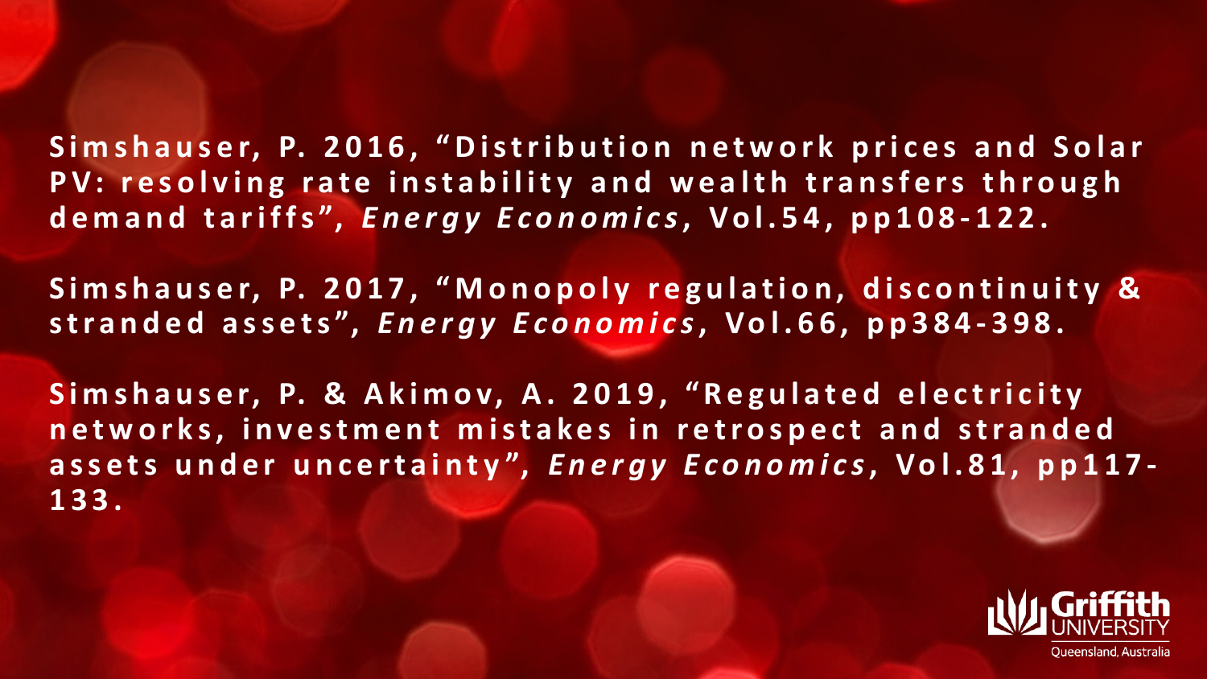**Simshauser, P. 2016, "Distribution network prices and Solar PV: resolving rate instability and wealth transfers through demand tariffs",** ***Energy Economics*****, Vol.54, pp108-122.**

**Simshauser, P. 2017, "Monopoly regulation, discontinuity & stranded assets",** ***Energy Economics*****, Vol.66, pp384-398.**

**Simshauser, P. & Akimov, A. 2019, "Regulated electricity networks, investment mistakes in retrospect and stranded assets under uncertainty",** ***Energy Economics*****, Vol.81, pp117-133.**